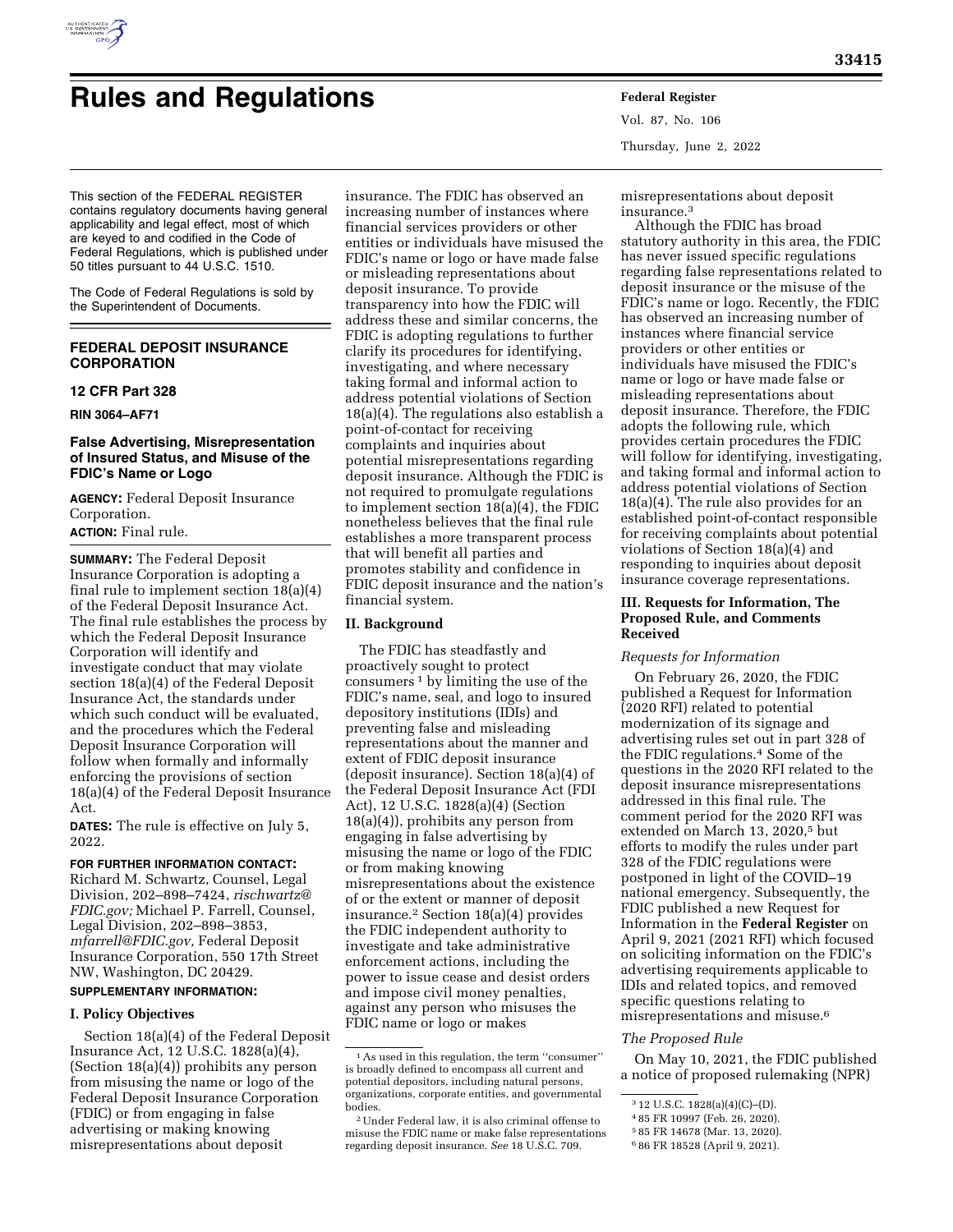# Rules and Regulations

This section of the FEDERAL REGISTER contains regulatory documents having general applicability and legal effect, most of which are keyed to and codified in the Code of Federal Regulations, which is published under 50 titles pursuant to 44 U.S.C. 1510.

The Code of Federal Regulations is sold by the Superintendent of Documents.

## FEDERAL DEPOSIT INSURANCE CORPORATION

### 12 CFR Part 328

**RIN 3064–AF71**

### False Advertising, Misrepresentation of Insured Status, and Misuse of the FDIC's Name or Logo

**AGENCY:** Federal Deposit Insurance Corporation.

**ACTION:** Final rule.

**SUMMARY:** The Federal Deposit Insurance Corporation is adopting a final rule to implement section 18(a)(4) of the Federal Deposit Insurance Act. The final rule establishes the process by which the Federal Deposit Insurance Corporation will identify and investigate conduct that may violate section 18(a)(4) of the Federal Deposit Insurance Act, the standards under which such conduct will be evaluated, and the procedures which the Federal Deposit Insurance Corporation will follow when formally and informally enforcing the provisions of section 18(a)(4) of the Federal Deposit Insurance Act.

**DATES:** The rule is effective on July 5, 2022.

**FOR FURTHER INFORMATION CONTACT:** Richard M. Schwartz, Counsel, Legal Division, 202–898–7424, *rischwartz@FDIC.gov;* Michael P. Farrell, Counsel, Legal Division, 202–898–3853, *mfarrell@FDIC.gov,* Federal Deposit Insurance Corporation, 550 17th Street NW, Washington, DC 20429.

**SUPPLEMENTARY INFORMATION:**

#### I. Policy Objectives

Section 18(a)(4) of the Federal Deposit Insurance Act, 12 U.S.C. 1828(a)(4), (Section 18(a)(4)) prohibits any person from misusing the name or logo of the Federal Deposit Insurance Corporation (FDIC) or from engaging in false advertising or making knowing misrepresentations about deposit insurance. The FDIC has observed an increasing number of instances where financial services providers or other entities or individuals have misused the FDIC's name or logo or have made false or misleading representations about deposit insurance. To provide transparency into how the FDIC will address these and similar concerns, the FDIC is adopting regulations to further clarify its procedures for identifying, investigating, and where necessary taking formal and informal action to address potential violations of Section 18(a)(4). The regulations also establish a point-of-contact for receiving complaints and inquiries about potential misrepresentations regarding deposit insurance. Although the FDIC is not required to promulgate regulations to implement section 18(a)(4), the FDIC nonetheless believes that the final rule establishes a more transparent process that will benefit all parties and promotes stability and confidence in FDIC deposit insurance and the nation's financial system.

#### II. Background

The FDIC has steadfastly and proactively sought to protect consumers [1] by limiting the use of the FDIC's name, seal, and logo to insured depository institutions (IDIs) and preventing false and misleading representations about the manner and extent of FDIC deposit insurance (deposit insurance). Section 18(a)(4) of the Federal Deposit Insurance Act (FDI Act), 12 U.S.C. 1828(a)(4) (Section 18(a)(4)), prohibits any person from engaging in false advertising by misusing the name or logo of the FDIC or from making knowing misrepresentations about the existence of or the extent or manner of deposit insurance.[2] Section 18(a)(4) provides the FDIC independent authority to investigate and take administrative enforcement actions, including the power to issue cease and desist orders and impose civil money penalties, against any person who misuses the FDIC name or logo or makes misrepresentations about deposit insurance.[3]

Although the FDIC has broad statutory authority in this area, the FDIC has never issued specific regulations regarding false representations related to deposit insurance or the misuse of the FDIC's name or logo. Recently, the FDIC has observed an increasing number of instances where financial service providers or other entities or individuals have misused the FDIC's name or logo or have made false or misleading representations about deposit insurance. Therefore, the FDIC adopts the following rule, which provides certain procedures the FDIC will follow for identifying, investigating, and taking formal and informal action to address potential violations of Section 18(a)(4). The rule also provides for an established point-of-contact responsible for receiving complaints about potential violations of Section 18(a)(4) and responding to inquiries about deposit insurance coverage representations.

#### III. Requests for Information, The Proposed Rule, and Comments Received

*Requests for Information*

On February 26, 2020, the FDIC published a Request for Information (2020 RFI) related to potential modernization of its signage and advertising rules set out in part 328 of the FDIC regulations.[4] Some of the questions in the 2020 RFI related to the deposit insurance misrepresentations addressed in this final rule. The comment period for the 2020 RFI was extended on March 13, 2020,[5] but efforts to modify the rules under part 328 of the FDIC regulations were postponed in light of the COVID–19 national emergency. Subsequently, the FDIC published a new Request for Information in the **Federal Register** on April 9, 2021 (2021 RFI) which focused on soliciting information on the FDIC's advertising requirements applicable to IDIs and related topics, and removed specific questions relating to misrepresentations and misuse.[6]

*The Proposed Rule*

On May 10, 2021, the FDIC published a notice of proposed rulemaking (NPR)

---

[1] As used in this regulation, the term ''consumer'' is broadly defined to encompass all current and potential depositors, including natural persons, organizations, corporate entities, and governmental bodies.

[2] Under Federal law, it is also criminal offense to misuse the FDIC name or make false representations regarding deposit insurance. *See* 18 U.S.C. 709.

[3] 12 U.S.C. 1828(a)(4)(C)–(D).

[4] 85 FR 10997 (Feb. 26, 2020).

[5] 85 FR 14678 (Mar. 13, 2020).

[6] 86 FR 18528 (April 9, 2021).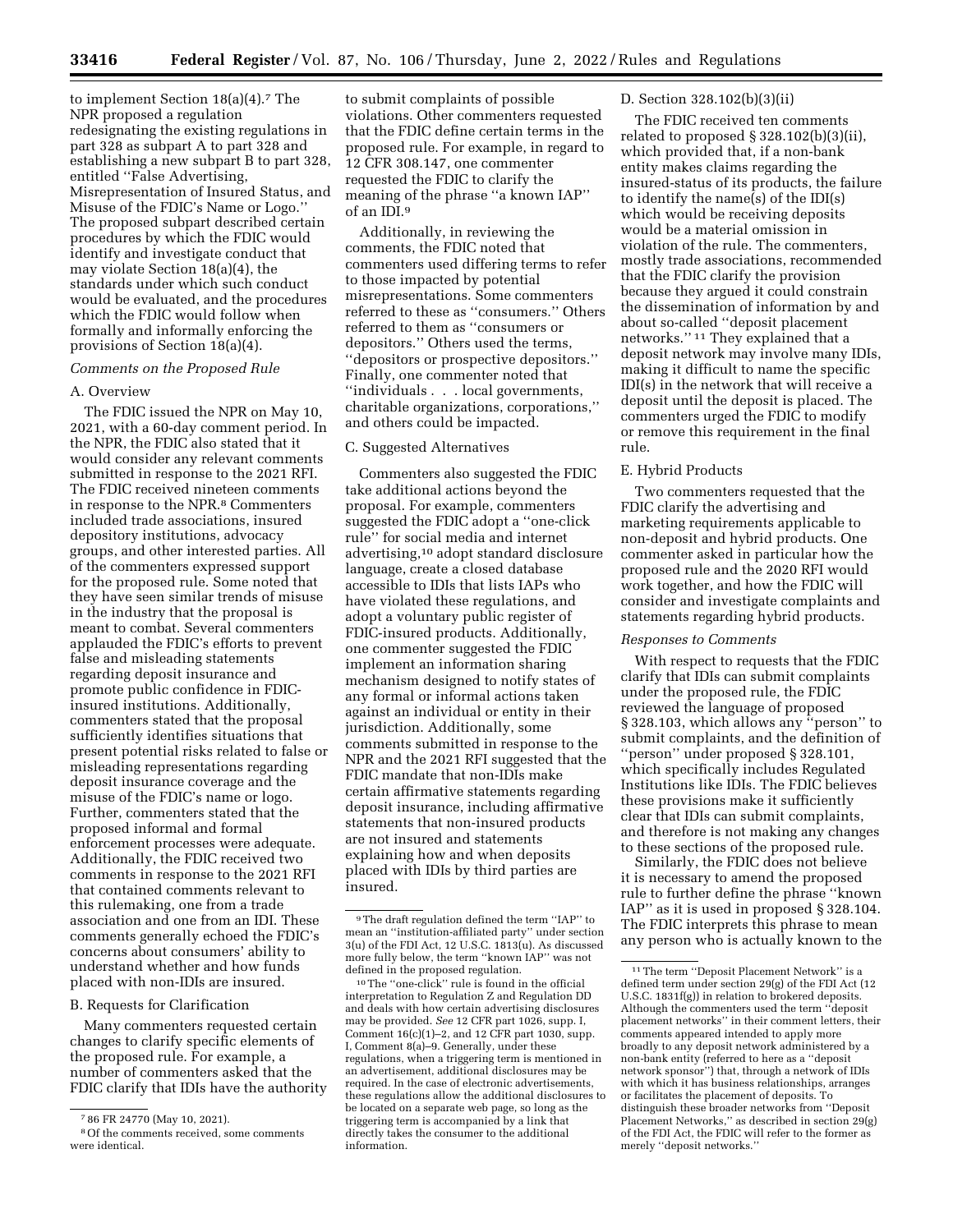to implement Section 18(a)(4).[7] The NPR proposed a regulation redesignating the existing regulations in part 328 as subpart A to part 328 and establishing a new subpart B to part 328, entitled "False Advertising, Misrepresentation of Insured Status, and Misuse of the FDIC's Name or Logo." The proposed subpart described certain procedures by which the FDIC would identify and investigate conduct that may violate Section 18(a)(4), the standards under which such conduct would be evaluated, and the procedures which the FDIC would follow when formally and informally enforcing the provisions of Section 18(a)(4).

*Comments on the Proposed Rule*

A. Overview

The FDIC issued the NPR on May 10, 2021, with a 60-day comment period. In the NPR, the FDIC also stated that it would consider any relevant comments submitted in response to the 2021 RFI. The FDIC received nineteen comments in response to the NPR.[8] Commenters included trade associations, insured depository institutions, advocacy groups, and other interested parties. All of the commenters expressed support for the proposed rule. Some noted that they have seen similar trends of misuse in the industry that the proposal is meant to combat. Several commenters applauded the FDIC's efforts to prevent false and misleading statements regarding deposit insurance and promote public confidence in FDIC-insured institutions. Additionally, commenters stated that the proposal sufficiently identifies situations that present potential risks related to false or misleading representations regarding deposit insurance coverage and the misuse of the FDIC's name or logo. Further, commenters stated that the proposed informal and formal enforcement processes were adequate. Additionally, the FDIC received two comments in response to the 2021 RFI that contained comments relevant to this rulemaking, one from a trade association and one from an IDI. These comments generally echoed the FDIC's concerns about consumers' ability to understand whether and how funds placed with non-IDIs are insured.

B. Requests for Clarification

Many commenters requested certain changes to clarify specific elements of the proposed rule. For example, a number of commenters asked that the FDIC clarify that IDIs have the authority to submit complaints of possible violations. Other commenters requested that the FDIC define certain terms in the proposed rule. For example, in regard to 12 CFR 308.147, one commenter requested the FDIC to clarify the meaning of the phrase "a known IAP" of an IDI.[9]

Additionally, in reviewing the comments, the FDIC noted that commenters used differing terms to refer to those impacted by potential misrepresentations. Some commenters referred to these as "consumers." Others referred to them as "consumers or depositors." Others used the terms, "depositors or prospective depositors." Finally, one commenter noted that "individuals . . . local governments, charitable organizations, corporations," and others could be impacted.

C. Suggested Alternatives

Commenters also suggested the FDIC take additional actions beyond the proposal. For example, commenters suggested the FDIC adopt a "one-click rule" for social media and internet advertising,[10] adopt standard disclosure language, create a closed database accessible to IDIs that lists IAPs who have violated these regulations, and adopt a voluntary public register of FDIC-insured products. Additionally, one commenter suggested the FDIC implement an information sharing mechanism designed to notify states of any formal or informal actions taken against an individual or entity in their jurisdiction. Additionally, some comments submitted in response to the NPR and the 2021 RFI suggested that the FDIC mandate that non-IDIs make certain affirmative statements regarding deposit insurance, including affirmative statements that non-insured products are not insured and statements explaining how and when deposits placed with IDIs by third parties are insured.

D. Section 328.102(b)(3)(ii)

The FDIC received ten comments related to proposed § 328.102(b)(3)(ii), which provided that, if a non-bank entity makes claims regarding the insured-status of its products, the failure to identify the name(s) of the IDI(s) which would be receiving deposits would be a material omission in violation of the rule. The commenters, mostly trade associations, recommended that the FDIC clarify the provision because they argued it could constrain the dissemination of information by and about so-called "deposit placement networks."[11] They explained that a deposit network may involve many IDIs, making it difficult to name the specific IDI(s) in the network that will receive a deposit until the deposit is placed. The commenters urged the FDIC to modify or remove this requirement in the final rule.

E. Hybrid Products

Two commenters requested that the FDIC clarify the advertising and marketing requirements applicable to non-deposit and hybrid products. One commenter asked in particular how the proposed rule and the 2020 RFI would work together, and how the FDIC will consider and investigate complaints and statements regarding hybrid products.

*Responses to Comments*

With respect to requests that the FDIC clarify that IDIs can submit complaints under the proposed rule, the FDIC reviewed the language of proposed § 328.103, which allows any "person" to submit complaints, and the definition of "person" under proposed § 328.101, which specifically includes Regulated Institutions like IDIs. The FDIC believes these provisions make it sufficiently clear that IDIs can submit complaints, and therefore is not making any changes to these sections of the proposed rule.

Similarly, the FDIC does not believe it is necessary to amend the proposed rule to further define the phrase "known IAP" as it is used in proposed § 328.104. The FDIC interprets this phrase to mean any person who is actually known to the

---

[7] 86 FR 24770 (May 10, 2021).

[8] Of the comments received, some comments were identical.

[9] The draft regulation defined the term "IAP" to mean an "institution-affiliated party" under section 3(u) of the FDI Act, 12 U.S.C. 1813(u). As discussed more fully below, the term "known IAP" was not defined in the proposed regulation.

[10] The "one-click" rule is found in the official interpretation to Regulation Z and Regulation DD and deals with how certain advertising disclosures may be provided. *See* 12 CFR part 1026, supp. I, Comment 16(c)(1)–2, and 12 CFR part 1030, supp. I, Comment 8(a)–9. Generally, under these regulations, when a triggering term is mentioned in an advertisement, additional disclosures may be required. In the case of electronic advertisements, these regulations allow the additional disclosures to be located on a separate web page, so long as the triggering term is accompanied by a link that directly takes the consumer to the additional information.

[11] The term "Deposit Placement Network" is a defined term under section 29(g) of the FDI Act (12 U.S.C. 1831f(g)) in relation to brokered deposits. Although the commenters used the term "deposit placement networks" in their comment letters, their comments appeared intended to apply more broadly to any deposit network administered by a non-bank entity (referred to here as a "deposit network sponsor") that, through a network of IDIs with which it has business relationships, arranges or facilitates the placement of deposits. To distinguish these broader networks from "Deposit Placement Networks," as described in section 29(g) of the FDI Act, the FDIC will refer to the former as merely "deposit networks."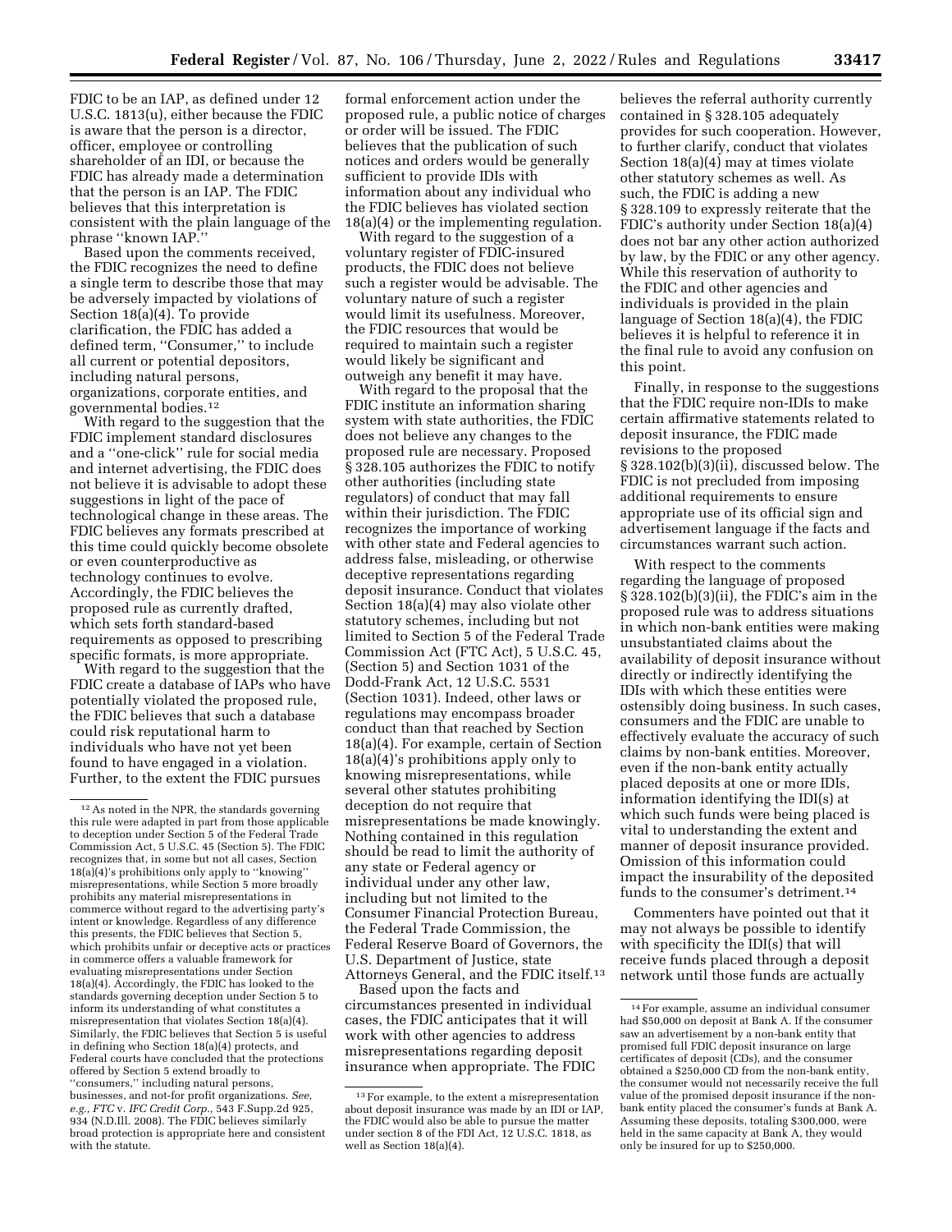FDIC to be an IAP, as defined under 12 U.S.C. 1813(u), either because the FDIC is aware that the person is a director, officer, employee or controlling shareholder of an IDI, or because the FDIC has already made a determination that the person is an IAP. The FDIC believes that this interpretation is consistent with the plain language of the phrase ''known IAP.''

Based upon the comments received, the FDIC recognizes the need to define a single term to describe those that may be adversely impacted by violations of Section 18(a)(4). To provide clarification, the FDIC has added a defined term, ''Consumer,'' to include all current or potential depositors, including natural persons, organizations, corporate entities, and governmental bodies.[12]

With regard to the suggestion that the FDIC implement standard disclosures and a ''one-click'' rule for social media and internet advertising, the FDIC does not believe it is advisable to adopt these suggestions in light of the pace of technological change in these areas. The FDIC believes any formats prescribed at this time could quickly become obsolete or even counterproductive as technology continues to evolve. Accordingly, the FDIC believes the proposed rule as currently drafted, which sets forth standard-based requirements as opposed to prescribing specific formats, is more appropriate.

With regard to the suggestion that the FDIC create a database of IAPs who have potentially violated the proposed rule, the FDIC believes that such a database could risk reputational harm to individuals who have not yet been found to have engaged in a violation. Further, to the extent the FDIC pursues formal enforcement action under the proposed rule, a public notice of charges or order will be issued. The FDIC believes that the publication of such notices and orders would be generally sufficient to provide IDIs with information about any individual who the FDIC believes has violated section 18(a)(4) or the implementing regulation.

With regard to the suggestion of a voluntary register of FDIC-insured products, the FDIC does not believe such a register would be advisable. The voluntary nature of such a register would limit its usefulness. Moreover, the FDIC resources that would be required to maintain such a register would likely be significant and outweigh any benefit it may have.

With regard to the proposal that the FDIC institute an information sharing system with state authorities, the FDIC does not believe any changes to the proposed rule are necessary. Proposed § 328.105 authorizes the FDIC to notify other authorities (including state regulators) of conduct that may fall within their jurisdiction. The FDIC recognizes the importance of working with other state and Federal agencies to address false, misleading, or otherwise deceptive representations regarding deposit insurance. Conduct that violates Section 18(a)(4) may also violate other statutory schemes, including but not limited to Section 5 of the Federal Trade Commission Act (FTC Act), 5 U.S.C. 45, (Section 5) and Section 1031 of the Dodd-Frank Act, 12 U.S.C. 5531 (Section 1031). Indeed, other laws or regulations may encompass broader conduct than that reached by Section 18(a)(4). For example, certain of Section 18(a)(4)'s prohibitions apply only to knowing misrepresentations, while several other statutes prohibiting deception do not require that misrepresentations be made knowingly. Nothing contained in this regulation should be read to limit the authority of any state or Federal agency or individual under any other law, including but not limited to the Consumer Financial Protection Bureau, the Federal Trade Commission, the Federal Reserve Board of Governors, the U.S. Department of Justice, state Attorneys General, and the FDIC itself.[13]

Based upon the facts and circumstances presented in individual cases, the FDIC anticipates that it will work with other agencies to address misrepresentations regarding deposit insurance when appropriate. The FDIC believes the referral authority currently contained in § 328.105 adequately provides for such cooperation. However, to further clarify, conduct that violates Section 18(a)(4) may at times violate other statutory schemes as well. As such, the FDIC is adding a new § 328.109 to expressly reiterate that the FDIC's authority under Section 18(a)(4) does not bar any other action authorized by law, by the FDIC or any other agency. While this reservation of authority to the FDIC and other agencies and individuals is provided in the plain language of Section 18(a)(4), the FDIC believes it is helpful to reference it in the final rule to avoid any confusion on this point.

Finally, in response to the suggestions that the FDIC require non-IDIs to make certain affirmative statements related to deposit insurance, the FDIC made revisions to the proposed § 328.102(b)(3)(ii), discussed below. The FDIC is not precluded from imposing additional requirements to ensure appropriate use of its official sign and advertisement language if the facts and circumstances warrant such action.

With respect to the comments regarding the language of proposed § 328.102(b)(3)(ii), the FDIC's aim in the proposed rule was to address situations in which non-bank entities were making unsubstantiated claims about the availability of deposit insurance without directly or indirectly identifying the IDIs with which these entities were ostensibly doing business. In such cases, consumers and the FDIC are unable to effectively evaluate the accuracy of such claims by non-bank entities. Moreover, even if the non-bank entity actually placed deposits at one or more IDIs, information identifying the IDI(s) at which such funds were being placed is vital to understanding the extent and manner of deposit insurance provided. Omission of this information could impact the insurability of the deposited funds to the consumer's detriment.[14]

Commenters have pointed out that it may not always be possible to identify with specificity the IDI(s) that will receive funds placed through a deposit network until those funds are actually

---

[12] As noted in the NPR, the standards governing this rule were adapted in part from those applicable to deception under Section 5 of the Federal Trade Commission Act, 5 U.S.C. 45 (Section 5). The FDIC recognizes that, in some but not all cases, Section 18(a)(4)'s prohibitions only apply to ''knowing'' misrepresentations, while Section 5 more broadly prohibits any material misrepresentations in commerce without regard to the advertising party's intent or knowledge. Regardless of any difference this presents, the FDIC believes that Section 5, which prohibits unfair or deceptive acts or practices in commerce offers a valuable framework for evaluating misrepresentations under Section 18(a)(4). Accordingly, the FDIC has looked to the standards governing deception under Section 5 to inform its understanding of what constitutes a misrepresentation that violates Section 18(a)(4). Similarly, the FDIC believes that Section 5 is useful in defining who Section 18(a)(4) protects, and Federal courts have concluded that the protections offered by Section 5 extend broadly to ''consumers,'' including natural persons, businesses, and not-for profit organizations. *See, e.g., FTC* v. *IFC Credit Corp.,* 543 F.Supp.2d 925, 934 (N.D.Ill. 2008). The FDIC believes similarly broad protection is appropriate here and consistent with the statute.

[13] For example, to the extent a misrepresentation about deposit insurance was made by an IDI or IAP, the FDIC would also be able to pursue the matter under section 8 of the FDI Act, 12 U.S.C. 1818, as well as Section 18(a)(4).

[14] For example, assume an individual consumer had $50,000 on deposit at Bank A. If the consumer saw an advertisement by a non-bank entity that promised full FDIC deposit insurance on large certificates of deposit (CDs), and the consumer obtained a $250,000 CD from the non-bank entity, the consumer would not necessarily receive the full value of the promised deposit insurance if the non-bank entity placed the consumer's funds at Bank A. Assuming these deposits, totaling $300,000, were held in the same capacity at Bank A, they would only be insured for up to $250,000.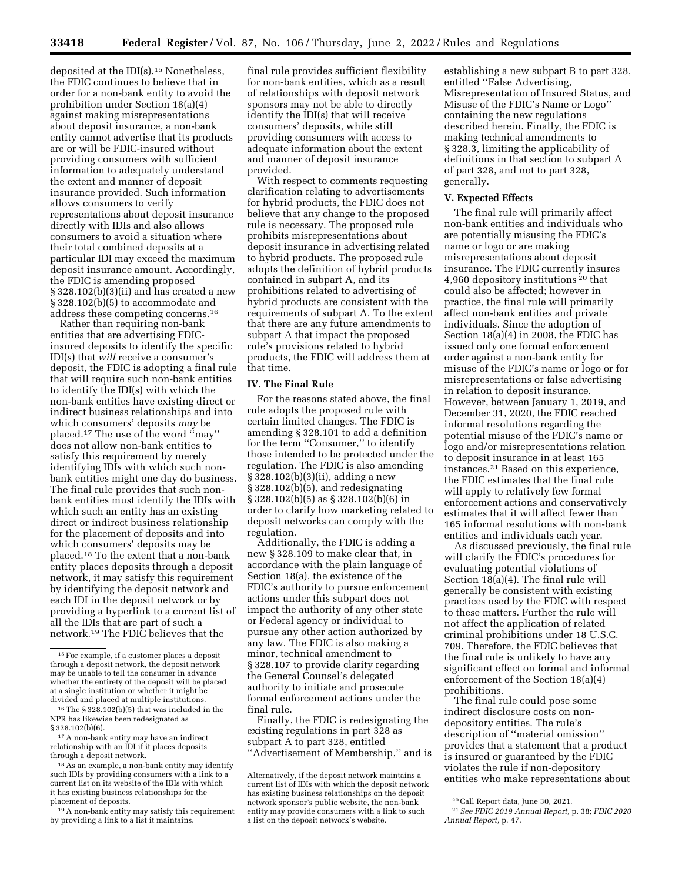deposited at the IDI(s).[15] Nonetheless, the FDIC continues to believe that in order for a non-bank entity to avoid the prohibition under Section 18(a)(4) against making misrepresentations about deposit insurance, a non-bank entity cannot advertise that its products are or will be FDIC-insured without providing consumers with sufficient information to adequately understand the extent and manner of deposit insurance provided. Such information allows consumers to verify representations about deposit insurance directly with IDIs and also allows consumers to avoid a situation where their total combined deposits at a particular IDI may exceed the maximum deposit insurance amount. Accordingly, the FDIC is amending proposed § 328.102(b)(3)(ii) and has created a new § 328.102(b)(5) to accommodate and address these competing concerns.[16]

Rather than requiring non-bank entities that are advertising FDIC-insured deposits to identify the specific IDI(s) that *will* receive a consumer's deposit, the FDIC is adopting a final rule that will require such non-bank entities to identify the IDI(s) with which the non-bank entities have existing direct or indirect business relationships and into which consumers' deposits *may* be placed.[17] The use of the word "may" does not allow non-bank entities to satisfy this requirement by merely identifying IDIs with which such non-bank entities might one day do business. The final rule provides that such non-bank entities must identify the IDIs with which such an entity has an existing direct or indirect business relationship for the placement of deposits and into which consumers' deposits may be placed.[18] To the extent that a non-bank entity places deposits through a deposit network, it may satisfy this requirement by identifying the deposit network and each IDI in the deposit network or by providing a hyperlink to a current list of all the IDIs that are part of such a network.[19] The FDIC believes that the final rule provides sufficient flexibility for non-bank entities, which as a result of relationships with deposit network sponsors may not be able to directly identify the IDI(s) that will receive consumers' deposits, while still providing consumers with access to adequate information about the extent and manner of deposit insurance provided.

With respect to comments requesting clarification relating to advertisements for hybrid products, the FDIC does not believe that any change to the proposed rule is necessary. The proposed rule prohibits misrepresentations about deposit insurance in advertising related to hybrid products. The proposed rule adopts the definition of hybrid products contained in subpart A, and its prohibitions related to advertising of hybrid products are consistent with the requirements of subpart A. To the extent that there are any future amendments to subpart A that impact the proposed rule's provisions related to hybrid products, the FDIC will address them at that time.

## IV. The Final Rule

For the reasons stated above, the final rule adopts the proposed rule with certain limited changes. The FDIC is amending § 328.101 to add a definition for the term "Consumer," to identify those intended to be protected under the regulation. The FDIC is also amending § 328.102(b)(3)(ii), adding a new § 328.102(b)(5), and redesignating § 328.102(b)(5) as § 328.102(b)(6) in order to clarify how marketing related to deposit networks can comply with the regulation.

Additionally, the FDIC is adding a new § 328.109 to make clear that, in accordance with the plain language of Section 18(a), the existence of the FDIC's authority to pursue enforcement actions under this subpart does not impact the authority of any other state or Federal agency or individual to pursue any other action authorized by any law. The FDIC is also making a minor, technical amendment to § 328.107 to provide clarity regarding the General Counsel's delegated authority to initiate and prosecute formal enforcement actions under the final rule.

Finally, the FDIC is redesignating the existing regulations in part 328 as subpart A to part 328, entitled "Advertisement of Membership," and is establishing a new subpart B to part 328, entitled "False Advertising, Misrepresentation of Insured Status, and Misuse of the FDIC's Name or Logo" containing the new regulations described herein. Finally, the FDIC is making technical amendments to § 328.3, limiting the applicability of definitions in that section to subpart A of part 328, and not to part 328, generally.

## V. Expected Effects

The final rule will primarily affect non-bank entities and individuals who are potentially misusing the FDIC's name or logo or are making misrepresentations about deposit insurance. The FDIC currently insures 4,960 depository institutions [20] that could also be affected; however in practice, the final rule will primarily affect non-bank entities and private individuals. Since the adoption of Section 18(a)(4) in 2008, the FDIC has issued only one formal enforcement order against a non-bank entity for misuse of the FDIC's name or logo or for misrepresentations or false advertising in relation to deposit insurance. However, between January 1, 2019, and December 31, 2020, the FDIC reached informal resolutions regarding the potential misuse of the FDIC's name or logo and/or misrepresentations relation to deposit insurance in at least 165 instances.[21] Based on this experience, the FDIC estimates that the final rule will apply to relatively few formal enforcement actions and conservatively estimates that it will affect fewer than 165 informal resolutions with non-bank entities and individuals each year.

As discussed previously, the final rule will clarify the FDIC's procedures for evaluating potential violations of Section 18(a)(4). The final rule will generally be consistent with existing practices used by the FDIC with respect to these matters. Further the rule will not affect the application of related criminal prohibitions under 18 U.S.C. 709. Therefore, the FDIC believes that the final rule is unlikely to have any significant effect on formal and informal enforcement of the Section 18(a)(4) prohibitions.

The final rule could pose some indirect disclosure costs on non-depository entities. The rule's description of "material omission" provides that a statement that a product is insured or guaranteed by the FDIC violates the rule if non-depository entities who make representations about

---

[15] For example, if a customer places a deposit through a deposit network, the deposit network may be unable to tell the consumer in advance whether the entirety of the deposit will be placed at a single institution or whether it might be divided and placed at multiple institutions.

[16] The § 328.102(b)(5) that was included in the NPR has likewise been redesignated as § 328.102(b)(6).

[17] A non-bank entity may have an indirect relationship with an IDI if it places deposits through a deposit network.

[18] As an example, a non-bank entity may identify such IDIs by providing consumers with a link to a current list on its website of the IDIs with which it has existing business relationships for the placement of deposits. Alternatively, if the deposit network maintains a current list of IDIs with which the deposit network has existing business relationships on the deposit network sponsor's public website, the non-bank entity may provide consumers with a link to such a list on the deposit network's website.

[19] A non-bank entity may satisfy this requirement by providing a link to a list it maintains.

[20] Call Report data, June 30, 2021.

[21] *See FDIC 2019 Annual Report,* p. 38; *FDIC 2020 Annual Report,* p. 47.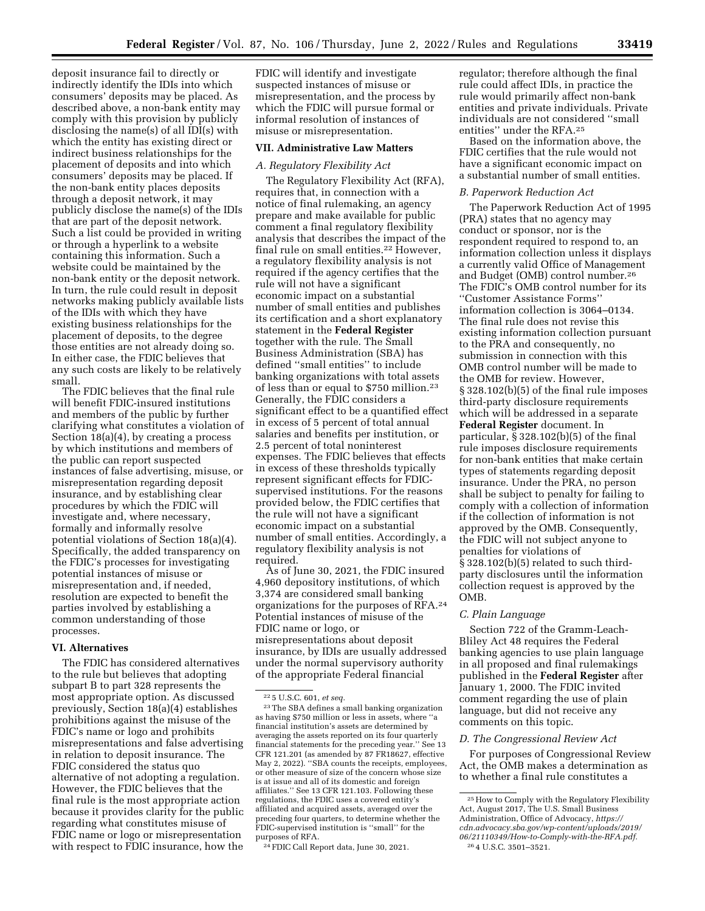deposit insurance fail to directly or indirectly identify the IDIs into which consumers' deposits may be placed. As described above, a non-bank entity may comply with this provision by publicly disclosing the name(s) of all IDI(s) with which the entity has existing direct or indirect business relationships for the placement of deposits and into which consumers' deposits may be placed. If the non-bank entity places deposits through a deposit network, it may publicly disclose the name(s) of the IDIs that are part of the deposit network. Such a list could be provided in writing or through a hyperlink to a website containing this information. Such a website could be maintained by the non-bank entity or the deposit network. In turn, the rule could result in deposit networks making publicly available lists of the IDIs with which they have existing business relationships for the placement of deposits, to the degree those entities are not already doing so. In either case, the FDIC believes that any such costs are likely to be relatively small.

The FDIC believes that the final rule will benefit FDIC-insured institutions and members of the public by further clarifying what constitutes a violation of Section 18(a)(4), by creating a process by which institutions and members of the public can report suspected instances of false advertising, misuse, or misrepresentation regarding deposit insurance, and by establishing clear procedures by which the FDIC will investigate and, where necessary, formally and informally resolve potential violations of Section 18(a)(4). Specifically, the added transparency on the FDIC's processes for investigating potential instances of misuse or misrepresentation and, if needed, resolution are expected to benefit the parties involved by establishing a common understanding of those processes.

## VI. Alternatives

The FDIC has considered alternatives to the rule but believes that adopting subpart B to part 328 represents the most appropriate option. As discussed previously, Section 18(a)(4) establishes prohibitions against the misuse of the FDIC's name or logo and prohibits misrepresentations and false advertising in relation to deposit insurance. The FDIC considered the status quo alternative of not adopting a regulation. However, the FDIC believes that the final rule is the most appropriate action because it provides clarity for the public regarding what constitutes misuse of FDIC name or logo or misrepresentation with respect to FDIC insurance, how the FDIC will identify and investigate suspected instances of misuse or misrepresentation, and the process by which the FDIC will pursue formal or informal resolution of instances of misuse or misrepresentation.

## VII. Administrative Law Matters

### *A. Regulatory Flexibility Act*

The Regulatory Flexibility Act (RFA), requires that, in connection with a notice of final rulemaking, an agency prepare and make available for public comment a final regulatory flexibility analysis that describes the impact of the final rule on small entities.[22] However, a regulatory flexibility analysis is not required if the agency certifies that the rule will not have a significant economic impact on a substantial number of small entities and publishes its certification and a short explanatory statement in the **Federal Register** together with the rule. The Small Business Administration (SBA) has defined "small entities" to include banking organizations with total assets of less than or equal to $750 million.[23] Generally, the FDIC considers a significant effect to be a quantified effect in excess of 5 percent of total annual salaries and benefits per institution, or 2.5 percent of total noninterest expenses. The FDIC believes that effects in excess of these thresholds typically represent significant effects for FDIC-supervised institutions. For the reasons provided below, the FDIC certifies that the rule will not have a significant economic impact on a substantial number of small entities. Accordingly, a regulatory flexibility analysis is not required.

As of June 30, 2021, the FDIC insured 4,960 depository institutions, of which 3,374 are considered small banking organizations for the purposes of RFA.[24] Potential instances of misuse of the FDIC name or logo, or misrepresentations about deposit insurance, by IDIs are usually addressed under the normal supervisory authority of the appropriate Federal financial regulator; therefore although the final rule could affect IDIs, in practice the rule would primarily affect non-bank entities and private individuals. Private individuals are not considered "small entities" under the RFA.[25]

Based on the information above, the FDIC certifies that the rule would not have a significant economic impact on a substantial number of small entities.

### *B. Paperwork Reduction Act*

The Paperwork Reduction Act of 1995 (PRA) states that no agency may conduct or sponsor, nor is the respondent required to respond to, an information collection unless it displays a currently valid Office of Management and Budget (OMB) control number.[26] The FDIC's OMB control number for its "Customer Assistance Forms" information collection is 3064–0134. The final rule does not revise this existing information collection pursuant to the PRA and consequently, no submission in connection with this OMB control number will be made to the OMB for review. However, § 328.102(b)(5) of the final rule imposes third-party disclosure requirements which will be addressed in a separate **Federal Register** document. In particular, § 328.102(b)(5) of the final rule imposes disclosure requirements for non-bank entities that make certain types of statements regarding deposit insurance. Under the PRA, no person shall be subject to penalty for failing to comply with a collection of information if the collection of information is not approved by the OMB. Consequently, the FDIC will not subject anyone to penalties for violations of § 328.102(b)(5) related to such third-party disclosures until the information collection request is approved by the OMB.

### *C. Plain Language*

Section 722 of the Gramm-Leach-Bliley Act 48 requires the Federal banking agencies to use plain language in all proposed and final rulemakings published in the **Federal Register** after January 1, 2000. The FDIC invited comment regarding the use of plain language, but did not receive any comments on this topic.

### *D. The Congressional Review Act*

For purposes of Congressional Review Act, the OMB makes a determination as to whether a final rule constitutes a

---

[22] 5 U.S.C. 601, *et seq.*

[23] The SBA defines a small banking organization as having $750 million or less in assets, where "a financial institution's assets are determined by averaging the assets reported on its four quarterly financial statements for the preceding year." See 13 CFR 121.201 (as amended by 87 FR18627, effective May 2, 2022). "SBA counts the receipts, employees, or other measure of size of the concern whose size is at issue and all of its domestic and foreign affiliates." See 13 CFR 121.103. Following these regulations, the FDIC uses a covered entity's affiliated and acquired assets, averaged over the preceding four quarters, to determine whether the FDIC-supervised institution is "small" for the purposes of RFA.

[24] FDIC Call Report data, June 30, 2021.

[25] How to Comply with the Regulatory Flexibility Act, August 2017, The U.S. Small Business Administration, Office of Advocacy, *https://cdn.advocacy.sba.gov/wp-content/uploads/2019/06/21110349/How-to-Comply-with-the-RFA.pdf.*

[26] 4 U.S.C. 3501–3521.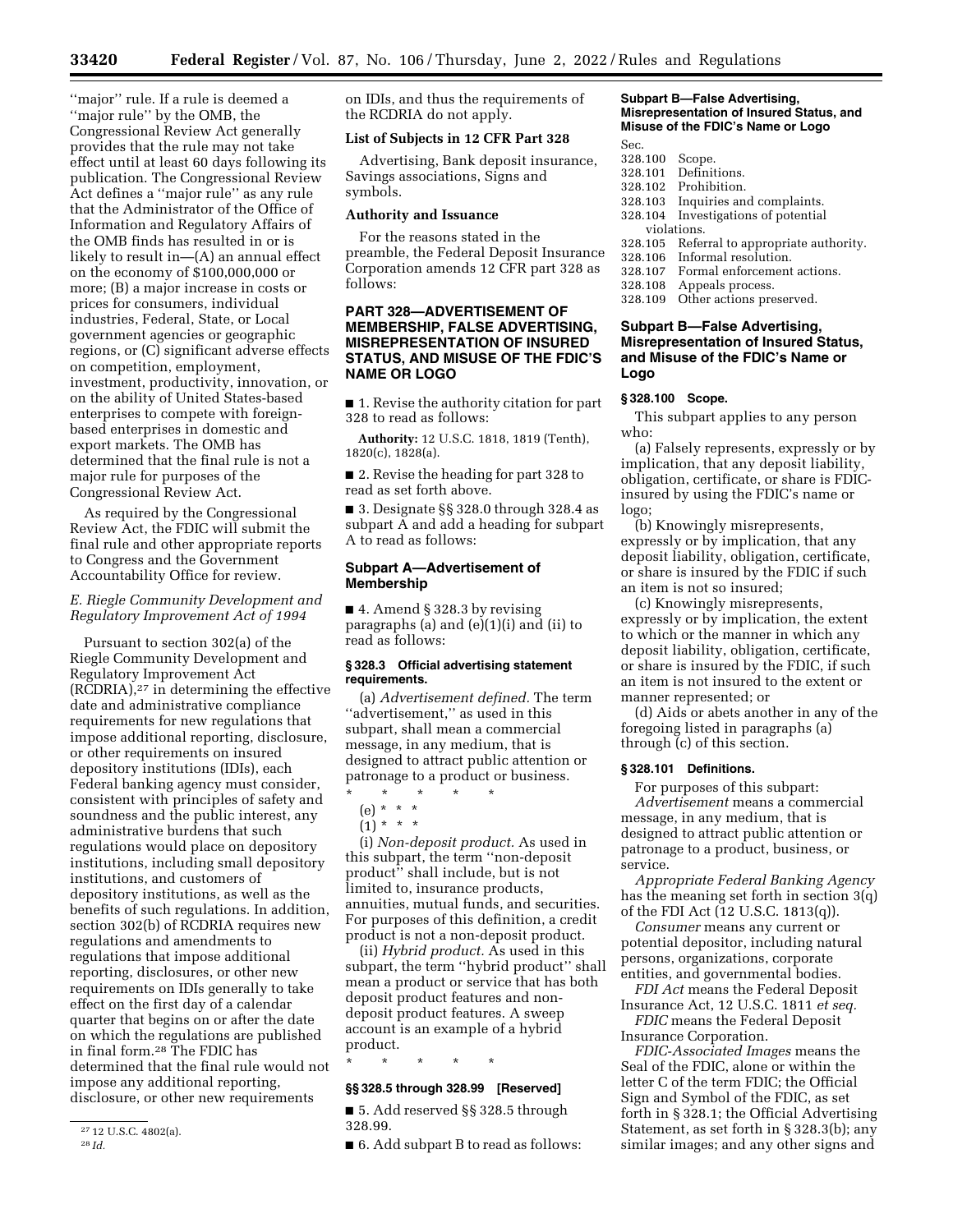''major'' rule. If a rule is deemed a ''major rule'' by the OMB, the Congressional Review Act generally provides that the rule may not take effect until at least 60 days following its publication. The Congressional Review Act defines a ''major rule'' as any rule that the Administrator of the Office of Information and Regulatory Affairs of the OMB finds has resulted in or is likely to result in—(A) an annual effect on the economy of $100,000,000 or more; (B) a major increase in costs or prices for consumers, individual industries, Federal, State, or Local government agencies or geographic regions, or (C) significant adverse effects on competition, employment, investment, productivity, innovation, or on the ability of United States-based enterprises to compete with foreign-based enterprises in domestic and export markets. The OMB has determined that the final rule is not a major rule for purposes of the Congressional Review Act.

As required by the Congressional Review Act, the FDIC will submit the final rule and other appropriate reports to Congress and the Government Accountability Office for review.

### *E. Riegle Community Development and Regulatory Improvement Act of 1994*

Pursuant to section 302(a) of the Riegle Community Development and Regulatory Improvement Act (RCDRIA),[27] in determining the effective date and administrative compliance requirements for new regulations that impose additional reporting, disclosure, or other requirements on insured depository institutions (IDIs), each Federal banking agency must consider, consistent with principles of safety and soundness and the public interest, any administrative burdens that such regulations would place on depository institutions, including small depository institutions, and customers of depository institutions, as well as the benefits of such regulations. In addition, section 302(b) of RCDRIA requires new regulations and amendments to regulations that impose additional reporting, disclosures, or other new requirements on IDIs generally to take effect on the first day of a calendar quarter that begins on or after the date on which the regulations are published in final form.[28] The FDIC has determined that the final rule would not impose any additional reporting, disclosure, or other new requirements on IDIs, and thus the requirements of the RCDRIA do not apply.

[27] 12 U.S.C. 4802(a).

[28] *Id.*

### List of Subjects in 12 CFR Part 328

Advertising, Bank deposit insurance, Savings associations, Signs and symbols.

### Authority and Issuance

For the reasons stated in the preamble, the Federal Deposit Insurance Corporation amends 12 CFR part 328 as follows:

## PART 328—ADVERTISEMENT OF MEMBERSHIP, FALSE ADVERTISING, MISREPRESENTATION OF INSURED STATUS, AND MISUSE OF THE FDIC'S NAME OR LOGO

■ 1. Revise the authority citation for part 328 to read as follows:

**Authority:** 12 U.S.C. 1818, 1819 (Tenth), 1820(c), 1828(a).

■ 2. Revise the heading for part 328 to read as set forth above.

■ 3. Designate §§ 328.0 through 328.4 as subpart A and add a heading for subpart A to read as follows:

## Subpart A—Advertisement of Membership

■ 4. Amend § 328.3 by revising paragraphs (a) and (e)(1)(i) and (ii) to read as follows:

### § 328.3 Official advertising statement requirements.

(a) *Advertisement defined.* The term ''advertisement,'' as used in this subpart, shall mean a commercial message, in any medium, that is designed to attract public attention or patronage to a product or business.

\* \* \* \* \*

(e) \* \* \*

(1) \* \* \*

(i) *Non-deposit product.* As used in this subpart, the term ''non-deposit product'' shall include, but is not limited to, insurance products, annuities, mutual funds, and securities. For purposes of this definition, a credit product is not a non-deposit product.

(ii) *Hybrid product.* As used in this subpart, the term ''hybrid product'' shall mean a product or service that has both deposit product features and non-deposit product features. A sweep account is an example of a hybrid product.

\* \* \* \* \*

### §§ 328.5 through 328.99 [Reserved]

■ 5. Add reserved §§ 328.5 through 328.99.

■ 6. Add subpart B to read as follows:

**Subpart B—False Advertising, Misrepresentation of Insured Status, and Misuse of the FDIC's Name or Logo**

Sec.
328.100 Scope.
328.101 Definitions.
328.102 Prohibition.
328.103 Inquiries and complaints.
328.104 Investigations of potential violations.
328.105 Referral to appropriate authority.
328.106 Informal resolution.
328.107 Formal enforcement actions.
328.108 Appeals process.
328.109 Other actions preserved.

## Subpart B—False Advertising, Misrepresentation of Insured Status, and Misuse of the FDIC's Name or Logo

### § 328.100 Scope.

This subpart applies to any person who:

(a) Falsely represents, expressly or by implication, that any deposit liability, obligation, certificate, or share is FDIC-insured by using the FDIC's name or logo;

(b) Knowingly misrepresents, expressly or by implication, that any deposit liability, obligation, certificate, or share is insured by the FDIC if such an item is not so insured;

(c) Knowingly misrepresents, expressly or by implication, the extent to which or the manner in which any deposit liability, obligation, certificate, or share is insured by the FDIC, if such an item is not insured to the extent or manner represented; or

(d) Aids or abets another in any of the foregoing listed in paragraphs (a) through (c) of this section.

### § 328.101 Definitions.

For purposes of this subpart:

*Advertisement* means a commercial message, in any medium, that is designed to attract public attention or patronage to a product, business, or service.

*Appropriate Federal Banking Agency* has the meaning set forth in section 3(q) of the FDI Act (12 U.S.C. 1813(q)).

*Consumer* means any current or potential depositor, including natural persons, organizations, corporate entities, and governmental bodies.

*FDI Act* means the Federal Deposit Insurance Act, 12 U.S.C. 1811 *et seq.*

*FDIC* means the Federal Deposit Insurance Corporation.

*FDIC-Associated Images* means the Seal of the FDIC, alone or within the letter C of the term FDIC; the Official Sign and Symbol of the FDIC, as set forth in § 328.1; the Official Advertising Statement, as set forth in § 328.3(b); any similar images; and any other signs and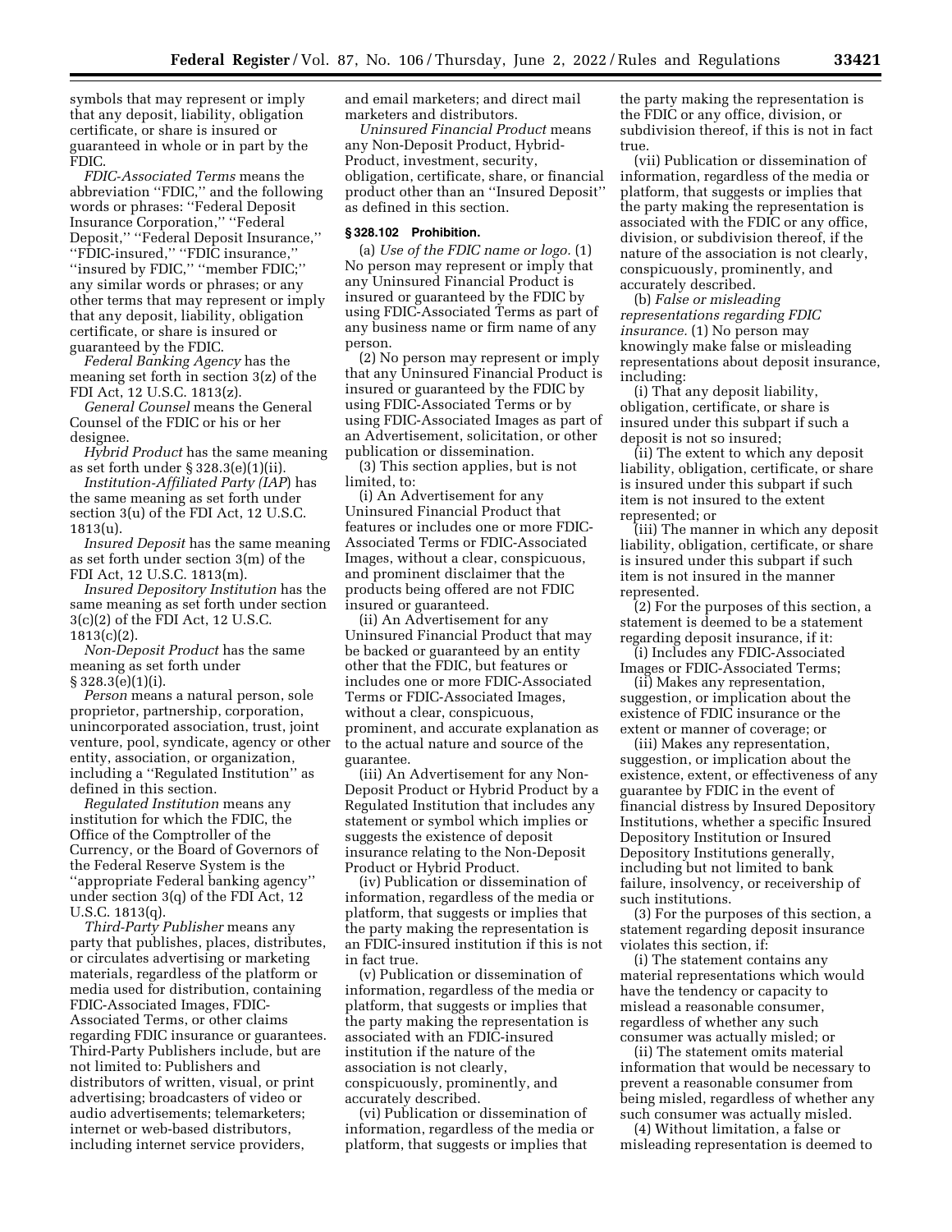symbols that may represent or imply that any deposit, liability, obligation certificate, or share is insured or guaranteed in whole or in part by the FDIC.

*FDIC-Associated Terms* means the abbreviation ''FDIC,'' and the following words or phrases: ''Federal Deposit Insurance Corporation,'' ''Federal Deposit,'' ''Federal Deposit Insurance,'' ''FDIC-insured,'' ''FDIC insurance,'' ''insured by FDIC,'' ''member FDIC;'' any similar words or phrases; or any other terms that may represent or imply that any deposit, liability, obligation certificate, or share is insured or guaranteed by the FDIC.

*Federal Banking Agency* has the meaning set forth in section 3(z) of the FDI Act, 12 U.S.C. 1813(z).

*General Counsel* means the General Counsel of the FDIC or his or her designee.

*Hybrid Product* has the same meaning as set forth under § 328.3(e)(1)(ii).

*Institution-Affiliated Party (IAP)* has the same meaning as set forth under section 3(u) of the FDI Act, 12 U.S.C. 1813(u).

*Insured Deposit* has the same meaning as set forth under section 3(m) of the FDI Act, 12 U.S.C. 1813(m).

*Insured Depository Institution* has the same meaning as set forth under section 3(c)(2) of the FDI Act, 12 U.S.C. 1813(c)(2).

*Non-Deposit Product* has the same meaning as set forth under § 328.3(e)(1)(i).

*Person* means a natural person, sole proprietor, partnership, corporation, unincorporated association, trust, joint venture, pool, syndicate, agency or other entity, association, or organization, including a ''Regulated Institution'' as defined in this section.

*Regulated Institution* means any institution for which the FDIC, the Office of the Comptroller of the Currency, or the Board of Governors of the Federal Reserve System is the ''appropriate Federal banking agency'' under section 3(q) of the FDI Act, 12 U.S.C. 1813(q).

*Third-Party Publisher* means any party that publishes, places, distributes, or circulates advertising or marketing materials, regardless of the platform or media used for distribution, containing FDIC-Associated Images, FDIC-Associated Terms, or other claims regarding FDIC insurance or guarantees. Third-Party Publishers include, but are not limited to: Publishers and distributors of written, visual, or print advertising; broadcasters of video or audio advertisements; telemarketers; internet or web-based distributors, including internet service providers, and email marketers; and direct mail marketers and distributors.

*Uninsured Financial Product* means any Non-Deposit Product, Hybrid-Product, investment, security, obligation, certificate, share, or financial product other than an ''Insured Deposit'' as defined in this section.

**§ 328.102 Prohibition.**

(a) *Use of the FDIC name or logo.* (1) No person may represent or imply that any Uninsured Financial Product is insured or guaranteed by the FDIC by using FDIC-Associated Terms as part of any business name or firm name of any person.

(2) No person may represent or imply that any Uninsured Financial Product is insured or guaranteed by the FDIC by using FDIC-Associated Terms or by using FDIC-Associated Images as part of an Advertisement, solicitation, or other publication or dissemination.

(3) This section applies, but is not limited, to:

(i) An Advertisement for any Uninsured Financial Product that features or includes one or more FDIC-Associated Terms or FDIC-Associated Images, without a clear, conspicuous, and prominent disclaimer that the products being offered are not FDIC insured or guaranteed.

(ii) An Advertisement for any Uninsured Financial Product that may be backed or guaranteed by an entity other that the FDIC, but features or includes one or more FDIC-Associated Terms or FDIC-Associated Images, without a clear, conspicuous, prominent, and accurate explanation as to the actual nature and source of the guarantee.

(iii) An Advertisement for any Non-Deposit Product or Hybrid Product by a Regulated Institution that includes any statement or symbol which implies or suggests the existence of deposit insurance relating to the Non-Deposit Product or Hybrid Product.

(iv) Publication or dissemination of information, regardless of the media or platform, that suggests or implies that the party making the representation is an FDIC-insured institution if this is not in fact true.

(v) Publication or dissemination of information, regardless of the media or platform, that suggests or implies that the party making the representation is associated with an FDIC-insured institution if the nature of the association is not clearly, conspicuously, prominently, and accurately described.

(vi) Publication or dissemination of information, regardless of the media or platform, that suggests or implies that the party making the representation is the FDIC or any office, division, or subdivision thereof, if this is not in fact true.

(vii) Publication or dissemination of information, regardless of the media or platform, that suggests or implies that the party making the representation is associated with the FDIC or any office, division, or subdivision thereof, if the nature of the association is not clearly, conspicuously, prominently, and accurately described.

(b) *False or misleading representations regarding FDIC insurance.* (1) No person may knowingly make false or misleading representations about deposit insurance, including:

(i) That any deposit liability, obligation, certificate, or share is insured under this subpart if such a deposit is not so insured;

(ii) The extent to which any deposit liability, obligation, certificate, or share is insured under this subpart if such item is not insured to the extent represented; or

(iii) The manner in which any deposit liability, obligation, certificate, or share is insured under this subpart if such item is not insured in the manner represented.

(2) For the purposes of this section, a statement is deemed to be a statement regarding deposit insurance, if it:

(i) Includes any FDIC-Associated Images or FDIC-Associated Terms;

(ii) Makes any representation, suggestion, or implication about the existence of FDIC insurance or the extent or manner of coverage; or

(iii) Makes any representation, suggestion, or implication about the existence, extent, or effectiveness of any guarantee by FDIC in the event of financial distress by Insured Depository Institutions, whether a specific Insured Depository Institution or Insured Depository Institutions generally, including but not limited to bank failure, insolvency, or receivership of such institutions.

(3) For the purposes of this section, a statement regarding deposit insurance violates this section, if:

(i) The statement contains any material representations which would have the tendency or capacity to mislead a reasonable consumer, regardless of whether any such consumer was actually misled; or

(ii) The statement omits material information that would be necessary to prevent a reasonable consumer from being misled, regardless of whether any such consumer was actually misled.

(4) Without limitation, a false or misleading representation is deemed to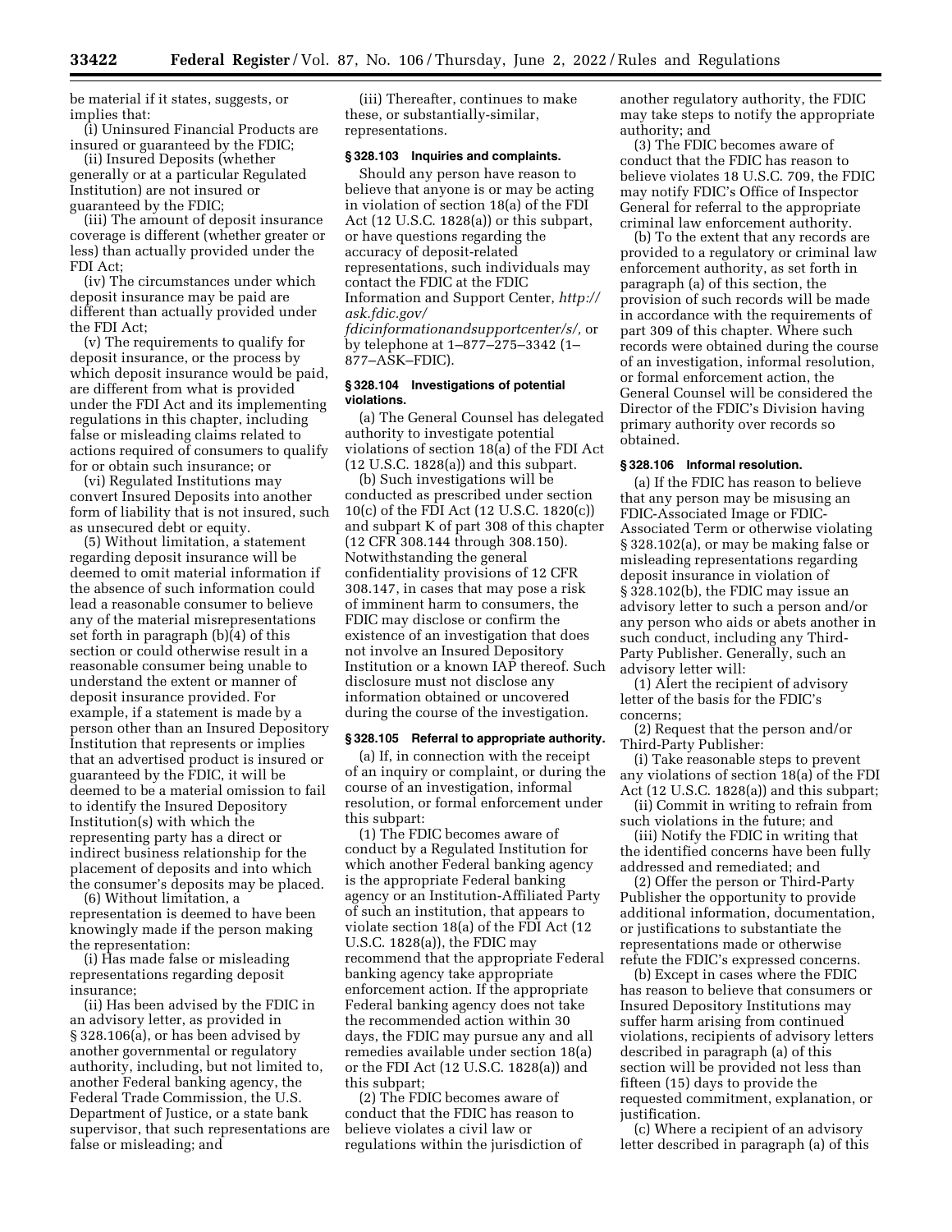be material if it states, suggests, or implies that:

(i) Uninsured Financial Products are insured or guaranteed by the FDIC;

(ii) Insured Deposits (whether generally or at a particular Regulated Institution) are not insured or guaranteed by the FDIC;

(iii) The amount of deposit insurance coverage is different (whether greater or less) than actually provided under the FDI Act;

(iv) The circumstances under which deposit insurance may be paid are different than actually provided under the FDI Act;

(v) The requirements to qualify for deposit insurance, or the process by which deposit insurance would be paid, are different from what is provided under the FDI Act and its implementing regulations in this chapter, including false or misleading claims related to actions required of consumers to qualify for or obtain such insurance; or

(vi) Regulated Institutions may convert Insured Deposits into another form of liability that is not insured, such as unsecured debt or equity.

(5) Without limitation, a statement regarding deposit insurance will be deemed to omit material information if the absence of such information could lead a reasonable consumer to believe any of the material misrepresentations set forth in paragraph (b)(4) of this section or could otherwise result in a reasonable consumer being unable to understand the extent or manner of deposit insurance provided. For example, if a statement is made by a person other than an Insured Depository Institution that represents or implies that an advertised product is insured or guaranteed by the FDIC, it will be deemed to be a material omission to fail to identify the Insured Depository Institution(s) with which the representing party has a direct or indirect business relationship for the placement of deposits and into which the consumer's deposits may be placed.

(6) Without limitation, a representation is deemed to have been knowingly made if the person making the representation:

(i) Has made false or misleading representations regarding deposit insurance;

(ii) Has been advised by the FDIC in an advisory letter, as provided in § 328.106(a), or has been advised by another governmental or regulatory authority, including, but not limited to, another Federal banking agency, the Federal Trade Commission, the U.S. Department of Justice, or a state bank supervisor, that such representations are false or misleading; and

(iii) Thereafter, continues to make these, or substantially-similar, representations.

**§ 328.103 Inquiries and complaints.**

Should any person have reason to believe that anyone is or may be acting in violation of section 18(a) of the FDI Act (12 U.S.C. 1828(a)) or this subpart, or have questions regarding the accuracy of deposit-related representations, such individuals may contact the FDIC at the FDIC Information and Support Center, *http://ask.fdic.gov/fdicinformationandsupportcenter/s/*, or by telephone at 1–877–275–3342 (1–877–ASK–FDIC).

**§ 328.104 Investigations of potential violations.**

(a) The General Counsel has delegated authority to investigate potential violations of section 18(a) of the FDI Act (12 U.S.C. 1828(a)) and this subpart.

(b) Such investigations will be conducted as prescribed under section 10(c) of the FDI Act (12 U.S.C. 1820(c)) and subpart K of part 308 of this chapter (12 CFR 308.144 through 308.150). Notwithstanding the general confidentiality provisions of 12 CFR 308.147, in cases that may pose a risk of imminent harm to consumers, the FDIC may disclose or confirm the existence of an investigation that does not involve an Insured Depository Institution or a known IAP thereof. Such disclosure must not disclose any information obtained or uncovered during the course of the investigation.

**§ 328.105 Referral to appropriate authority.**

(a) If, in connection with the receipt of an inquiry or complaint, or during the course of an investigation, informal resolution, or formal enforcement under this subpart:

(1) The FDIC becomes aware of conduct by a Regulated Institution for which another Federal banking agency is the appropriate Federal banking agency or an Institution-Affiliated Party of such an institution, that appears to violate section 18(a) of the FDI Act (12 U.S.C. 1828(a)), the FDIC may recommend that the appropriate Federal banking agency take appropriate enforcement action. If the appropriate Federal banking agency does not take the recommended action within 30 days, the FDIC may pursue any and all remedies available under section 18(a) or the FDI Act (12 U.S.C. 1828(a)) and this subpart;

(2) The FDIC becomes aware of conduct that the FDIC has reason to believe violates a civil law or regulations within the jurisdiction of another regulatory authority, the FDIC may take steps to notify the appropriate authority; and

(3) The FDIC becomes aware of conduct that the FDIC has reason to believe violates 18 U.S.C. 709, the FDIC may notify FDIC's Office of Inspector General for referral to the appropriate criminal law enforcement authority.

(b) To the extent that any records are provided to a regulatory or criminal law enforcement authority, as set forth in paragraph (a) of this section, the provision of such records will be made in accordance with the requirements of part 309 of this chapter. Where such records were obtained during the course of an investigation, informal resolution, or formal enforcement action, the General Counsel will be considered the Director of the FDIC's Division having primary authority over records so obtained.

**§ 328.106 Informal resolution.**

(a) If the FDIC has reason to believe that any person may be misusing an FDIC-Associated Image or FDIC-Associated Term or otherwise violating § 328.102(a), or may be making false or misleading representations regarding deposit insurance in violation of § 328.102(b), the FDIC may issue an advisory letter to such a person and/or any person who aids or abets another in such conduct, including any Third-Party Publisher. Generally, such an advisory letter will:

(1) Alert the recipient of advisory letter of the basis for the FDIC's concerns;

(2) Request that the person and/or Third-Party Publisher:

(i) Take reasonable steps to prevent any violations of section 18(a) of the FDI Act (12 U.S.C. 1828(a)) and this subpart;

(ii) Commit in writing to refrain from such violations in the future; and

(iii) Notify the FDIC in writing that the identified concerns have been fully addressed and remediated; and

(2) Offer the person or Third-Party Publisher the opportunity to provide additional information, documentation, or justifications to substantiate the representations made or otherwise refute the FDIC's expressed concerns.

(b) Except in cases where the FDIC has reason to believe that consumers or Insured Depository Institutions may suffer harm arising from continued violations, recipients of advisory letters described in paragraph (a) of this section will be provided not less than fifteen (15) days to provide the requested commitment, explanation, or justification.

(c) Where a recipient of an advisory letter described in paragraph (a) of this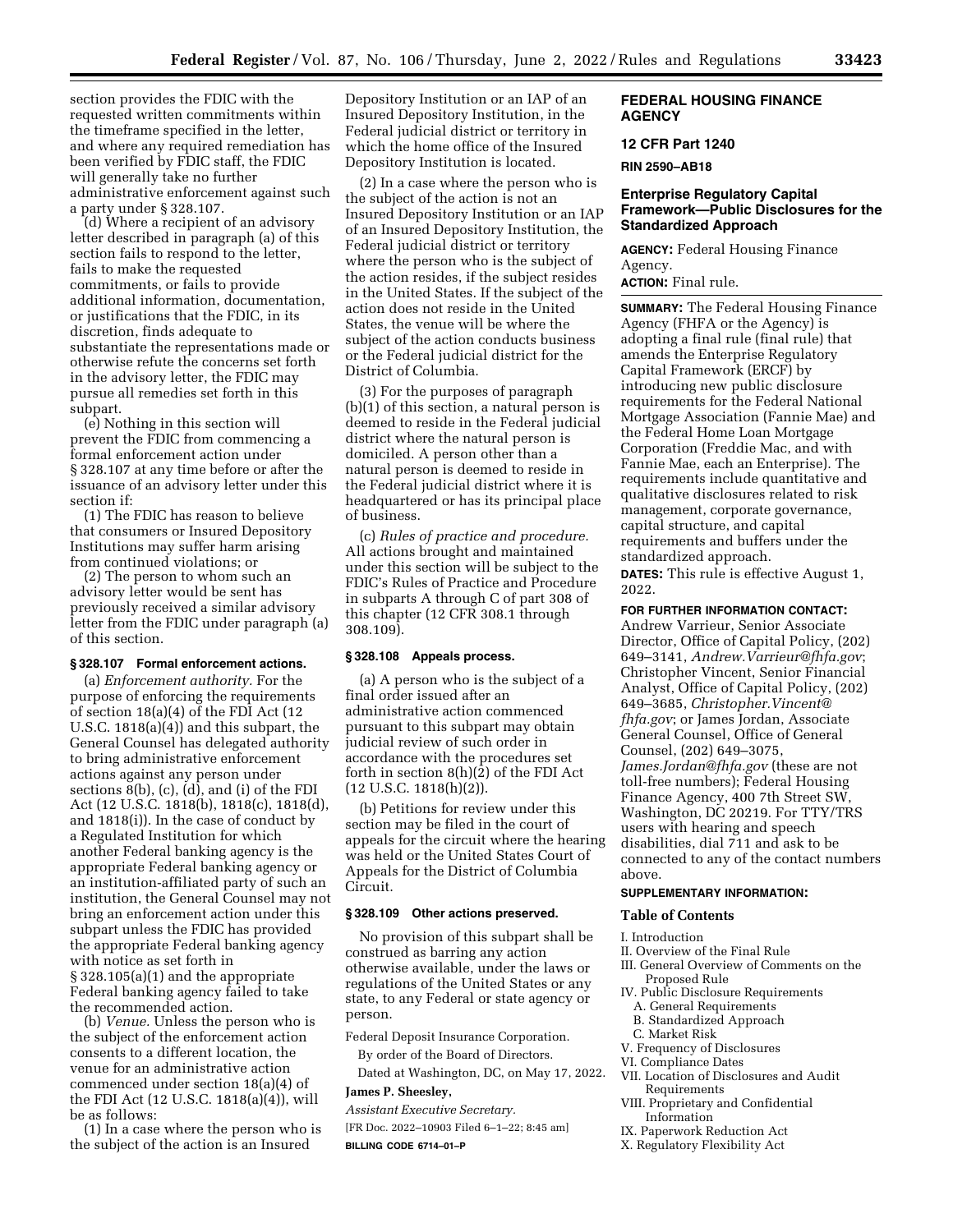section provides the FDIC with the requested written commitments within the timeframe specified in the letter, and where any required remediation has been verified by FDIC staff, the FDIC will generally take no further administrative enforcement against such a party under § 328.107.

(d) Where a recipient of an advisory letter described in paragraph (a) of this section fails to respond to the letter, fails to make the requested commitments, or fails to provide additional information, documentation, or justifications that the FDIC, in its discretion, finds adequate to substantiate the representations made or otherwise refute the concerns set forth in the advisory letter, the FDIC may pursue all remedies set forth in this subpart.

(e) Nothing in this section will prevent the FDIC from commencing a formal enforcement action under § 328.107 at any time before or after the issuance of an advisory letter under this section if:

(1) The FDIC has reason to believe that consumers or Insured Depository Institutions may suffer harm arising from continued violations; or

(2) The person to whom such an advisory letter would be sent has previously received a similar advisory letter from the FDIC under paragraph (a) of this section.

#### § 328.107 Formal enforcement actions.

(a) *Enforcement authority.* For the purpose of enforcing the requirements of section 18(a)(4) of the FDI Act (12 U.S.C. 1818(a)(4)) and this subpart, the General Counsel has delegated authority to bring administrative enforcement actions against any person under sections 8(b), (c), (d), and (i) of the FDI Act (12 U.S.C. 1818(b), 1818(c), 1818(d), and 1818(i)). In the case of conduct by a Regulated Institution for which another Federal banking agency is the appropriate Federal banking agency or an institution-affiliated party of such an institution, the General Counsel may not bring an enforcement action under this subpart unless the FDIC has provided the appropriate Federal banking agency with notice as set forth in § 328.105(a)(1) and the appropriate Federal banking agency failed to take the recommended action.

(b) *Venue.* Unless the person who is the subject of the enforcement action consents to a different location, the venue for an administrative action commenced under section 18(a)(4) of the FDI Act (12 U.S.C. 1818(a)(4)), will be as follows:

(1) In a case where the person who is the subject of the action is an Insured Depository Institution or an IAP of an Insured Depository Institution, in the Federal judicial district or territory in which the home office of the Insured Depository Institution is located.

(2) In a case where the person who is the subject of the action is not an Insured Depository Institution or an IAP of an Insured Depository Institution, the Federal judicial district or territory where the person who is the subject of the action resides, if the subject resides in the United States. If the subject of the action does not reside in the United States, the venue will be where the subject of the action conducts business or the Federal judicial district for the District of Columbia.

(3) For the purposes of paragraph (b)(1) of this section, a natural person is deemed to reside in the Federal judicial district where the natural person is domiciled. A person other than a natural person is deemed to reside in the Federal judicial district where it is headquartered or has its principal place of business.

(c) *Rules of practice and procedure.* All actions brought and maintained under this section will be subject to the FDIC's Rules of Practice and Procedure in subparts A through C of part 308 of this chapter (12 CFR 308.1 through 308.109).

#### § 328.108 Appeals process.

(a) A person who is the subject of a final order issued after an administrative action commenced pursuant to this subpart may obtain judicial review of such order in accordance with the procedures set forth in section 8(h)(2) of the FDI Act (12 U.S.C. 1818(h)(2)).

(b) Petitions for review under this section may be filed in the court of appeals for the circuit where the hearing was held or the United States Court of Appeals for the District of Columbia Circuit.

#### § 328.109 Other actions preserved.

No provision of this subpart shall be construed as barring any action otherwise available, under the laws or regulations of the United States or any state, to any Federal or state agency or person.

Federal Deposit Insurance Corporation.

By order of the Board of Directors.

Dated at Washington, DC, on May 17, 2022.

**James P. Sheesley,**

*Assistant Executive Secretary.*

[FR Doc. 2022–10903 Filed 6–1–22; 8:45 am]

**BILLING CODE 6714–01–P**

## FEDERAL HOUSING FINANCE AGENCY

### 12 CFR Part 1240

**RIN 2590–AB18**

### Enterprise Regulatory Capital Framework—Public Disclosures for the Standardized Approach

**AGENCY:** Federal Housing Finance Agency.

**ACTION:** Final rule.

**SUMMARY:** The Federal Housing Finance Agency (FHFA or the Agency) is adopting a final rule (final rule) that amends the Enterprise Regulatory Capital Framework (ERCF) by introducing new public disclosure requirements for the Federal National Mortgage Association (Fannie Mae) and the Federal Home Loan Mortgage Corporation (Freddie Mac, and with Fannie Mae, each an Enterprise). The requirements include quantitative and qualitative disclosures related to risk management, corporate governance, capital structure, and capital requirements and buffers under the standardized approach.

**DATES:** This rule is effective August 1, 2022.

**FOR FURTHER INFORMATION CONTACT:** Andrew Varrieur, Senior Associate Director, Office of Capital Policy, (202) 649–3141, *Andrew.Varrieur@fhfa.gov*; Christopher Vincent, Senior Financial Analyst, Office of Capital Policy, (202) 649–3685, *Christopher.Vincent@fhfa.gov*; or James Jordan, Associate General Counsel, Office of General Counsel, (202) 649–3075, *James.Jordan@fhfa.gov* (these are not toll-free numbers); Federal Housing Finance Agency, 400 7th Street SW, Washington, DC 20219. For TTY/TRS users with hearing and speech disabilities, dial 711 and ask to be connected to any of the contact numbers above.

**SUPPLEMENTARY INFORMATION:**

#### Table of Contents

I. Introduction
II. Overview of the Final Rule
III. General Overview of Comments on the Proposed Rule
IV. Public Disclosure Requirements
  A. General Requirements
  B. Standardized Approach
  C. Market Risk
V. Frequency of Disclosures
VI. Compliance Dates
VII. Location of Disclosures and Audit Requirements
VIII. Proprietary and Confidential Information
IX. Paperwork Reduction Act
X. Regulatory Flexibility Act